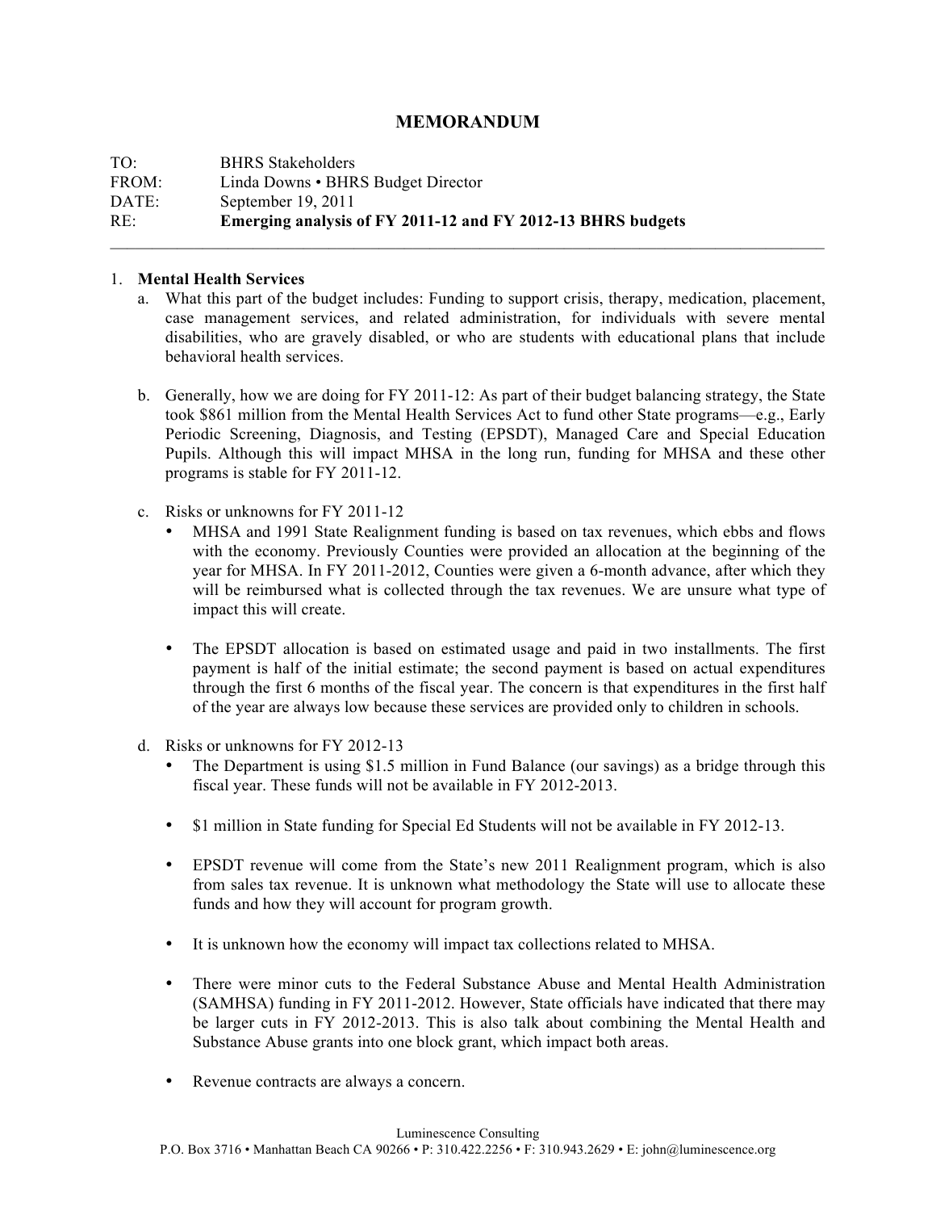# MEMORANDUM

TO: BHRS Stakeholders
FROM: Linda Downs • BHRS Budget Director
DATE: September 19, 2011
RE: **Emerging analysis of FY 2011-12 and FY 2012-13 BHRS budgets**

---

1. **Mental Health Services**
   a. What this part of the budget includes: Funding to support crisis, therapy, medication, placement, case management services, and related administration, for individuals with severe mental disabilities, who are gravely disabled, or who are students with educational plans that include behavioral health services.

   b. Generally, how we are doing for FY 2011-12: As part of their budget balancing strategy, the State took $861 million from the Mental Health Services Act to fund other State programs—e.g., Early Periodic Screening, Diagnosis, and Testing (EPSDT), Managed Care and Special Education Pupils. Although this will impact MHSA in the long run, funding for MHSA and these other programs is stable for FY 2011-12.

   c. Risks or unknowns for FY 2011-12
      - MHSA and 1991 State Realignment funding is based on tax revenues, which ebbs and flows with the economy. Previously Counties were provided an allocation at the beginning of the year for MHSA. In FY 2011-2012, Counties were given a 6-month advance, after which they will be reimbursed what is collected through the tax revenues. We are unsure what type of impact this will create.

      - The EPSDT allocation is based on estimated usage and paid in two installments. The first payment is half of the initial estimate; the second payment is based on actual expenditures through the first 6 months of the fiscal year. The concern is that expenditures in the first half of the year are always low because these services are provided only to children in schools.

   d. Risks or unknowns for FY 2012-13
      - The Department is using $1.5 million in Fund Balance (our savings) as a bridge through this fiscal year. These funds will not be available in FY 2012-2013.

      - $1 million in State funding for Special Ed Students will not be available in FY 2012-13.

      - EPSDT revenue will come from the State's new 2011 Realignment program, which is also from sales tax revenue. It is unknown what methodology the State will use to allocate these funds and how they will account for program growth.

      - It is unknown how the economy will impact tax collections related to MHSA.

      - There were minor cuts to the Federal Substance Abuse and Mental Health Administration (SAMHSA) funding in FY 2011-2012. However, State officials have indicated that there may be larger cuts in FY 2012-2013. This is also talk about combining the Mental Health and Substance Abuse grants into one block grant, which impact both areas.

      - Revenue contracts are always a concern.

Luminescence Consulting
P.O. Box 3716 • Manhattan Beach CA 90266 • P: 310.422.2256 • F: 310.943.2629 • E: john@luminescence.org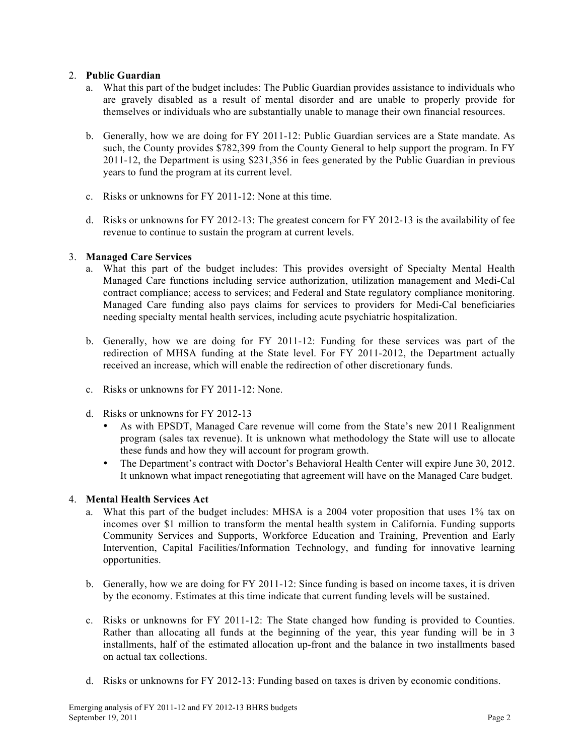2. **Public Guardian**
   a. What this part of the budget includes: The Public Guardian provides assistance to individuals who are gravely disabled as a result of mental disorder and are unable to properly provide for themselves or individuals who are substantially unable to manage their own financial resources.

   b. Generally, how we are doing for FY 2011-12: Public Guardian services are a State mandate. As such, the County provides $782,399 from the County General to help support the program. In FY 2011-12, the Department is using $231,356 in fees generated by the Public Guardian in previous years to fund the program at its current level.

   c. Risks or unknowns for FY 2011-12: None at this time.

   d. Risks or unknowns for FY 2012-13: The greatest concern for FY 2012-13 is the availability of fee revenue to continue to sustain the program at current levels.

3. **Managed Care Services**
   a. What this part of the budget includes: This provides oversight of Specialty Mental Health Managed Care functions including service authorization, utilization management and Medi-Cal contract compliance; access to services; and Federal and State regulatory compliance monitoring. Managed Care funding also pays claims for services to providers for Medi-Cal beneficiaries needing specialty mental health services, including acute psychiatric hospitalization.

   b. Generally, how we are doing for FY 2011-12: Funding for these services was part of the redirection of MHSA funding at the State level. For FY 2011-2012, the Department actually received an increase, which will enable the redirection of other discretionary funds.

   c. Risks or unknowns for FY 2011-12: None.

   d. Risks or unknowns for FY 2012-13
      - As with EPSDT, Managed Care revenue will come from the State's new 2011 Realignment program (sales tax revenue). It is unknown what methodology the State will use to allocate these funds and how they will account for program growth.
      - The Department's contract with Doctor's Behavioral Health Center will expire June 30, 2012. It unknown what impact renegotiating that agreement will have on the Managed Care budget.

4. **Mental Health Services Act**
   a. What this part of the budget includes: MHSA is a 2004 voter proposition that uses 1% tax on incomes over $1 million to transform the mental health system in California. Funding supports Community Services and Supports, Workforce Education and Training, Prevention and Early Intervention, Capital Facilities/Information Technology, and funding for innovative learning opportunities.

   b. Generally, how we are doing for FY 2011-12: Since funding is based on income taxes, it is driven by the economy. Estimates at this time indicate that current funding levels will be sustained.

   c. Risks or unknowns for FY 2011-12: The State changed how funding is provided to Counties. Rather than allocating all funds at the beginning of the year, this year funding will be in 3 installments, half of the estimated allocation up-front and the balance in two installments based on actual tax collections.

   d. Risks or unknowns for FY 2012-13: Funding based on taxes is driven by economic conditions.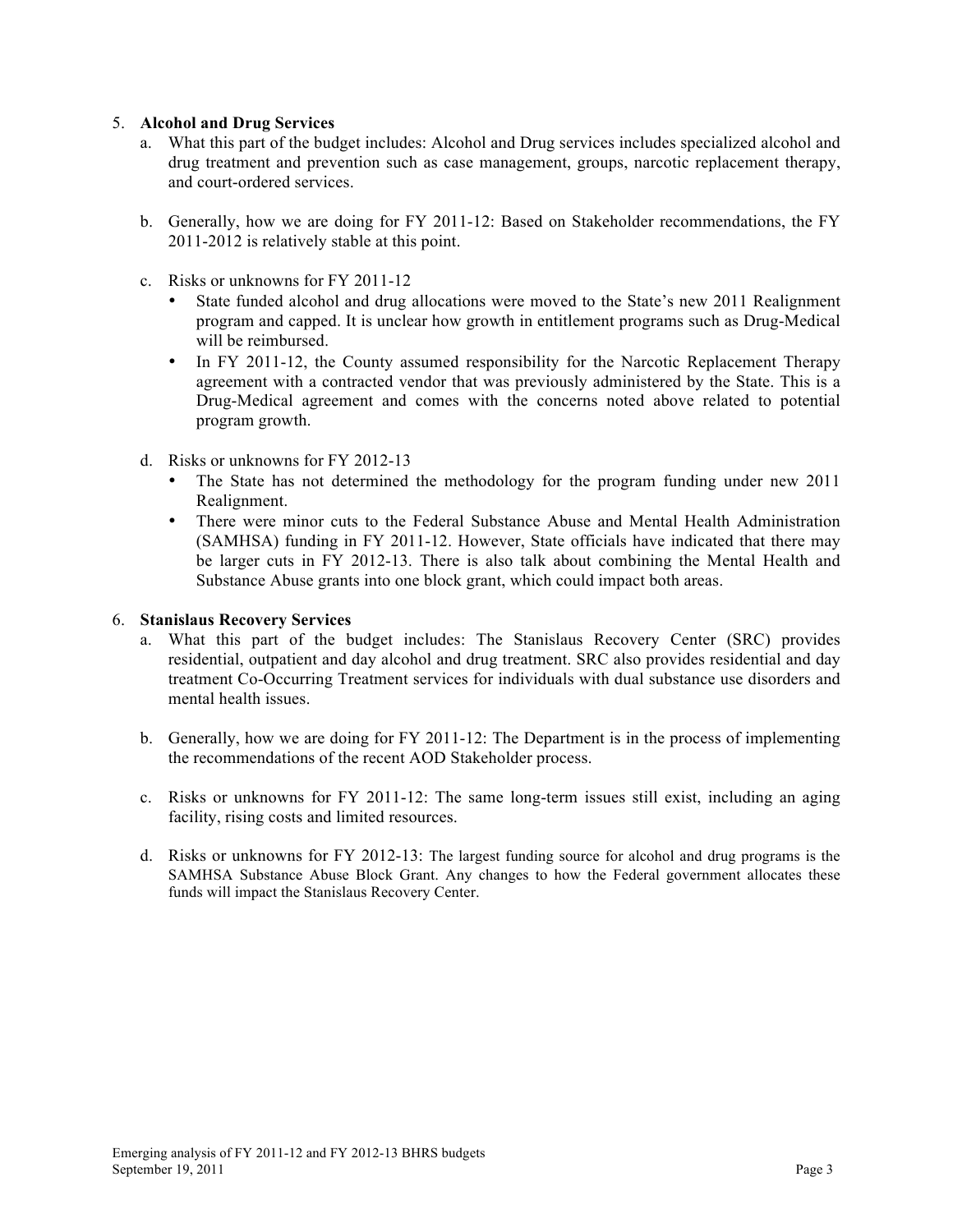5. **Alcohol and Drug Services**
   a. What this part of the budget includes: Alcohol and Drug services includes specialized alcohol and drug treatment and prevention such as case management, groups, narcotic replacement therapy, and court-ordered services.

   b. Generally, how we are doing for FY 2011-12: Based on Stakeholder recommendations, the FY 2011-2012 is relatively stable at this point.

   c. Risks or unknowns for FY 2011-12
      - State funded alcohol and drug allocations were moved to the State's new 2011 Realignment program and capped. It is unclear how growth in entitlement programs such as Drug-Medical will be reimbursed.
      - In FY 2011-12, the County assumed responsibility for the Narcotic Replacement Therapy agreement with a contracted vendor that was previously administered by the State. This is a Drug-Medical agreement and comes with the concerns noted above related to potential program growth.

   d. Risks or unknowns for FY 2012-13
      - The State has not determined the methodology for the program funding under new 2011 Realignment.
      - There were minor cuts to the Federal Substance Abuse and Mental Health Administration (SAMHSA) funding in FY 2011-12. However, State officials have indicated that there may be larger cuts in FY 2012-13. There is also talk about combining the Mental Health and Substance Abuse grants into one block grant, which could impact both areas.

6. **Stanislaus Recovery Services**
   a. What this part of the budget includes: The Stanislaus Recovery Center (SRC) provides residential, outpatient and day alcohol and drug treatment. SRC also provides residential and day treatment Co-Occurring Treatment services for individuals with dual substance use disorders and mental health issues.

   b. Generally, how we are doing for FY 2011-12: The Department is in the process of implementing the recommendations of the recent AOD Stakeholder process.

   c. Risks or unknowns for FY 2011-12: The same long-term issues still exist, including an aging facility, rising costs and limited resources.

   d. Risks or unknowns for FY 2012-13: The largest funding source for alcohol and drug programs is the SAMHSA Substance Abuse Block Grant. Any changes to how the Federal government allocates these funds will impact the Stanislaus Recovery Center.